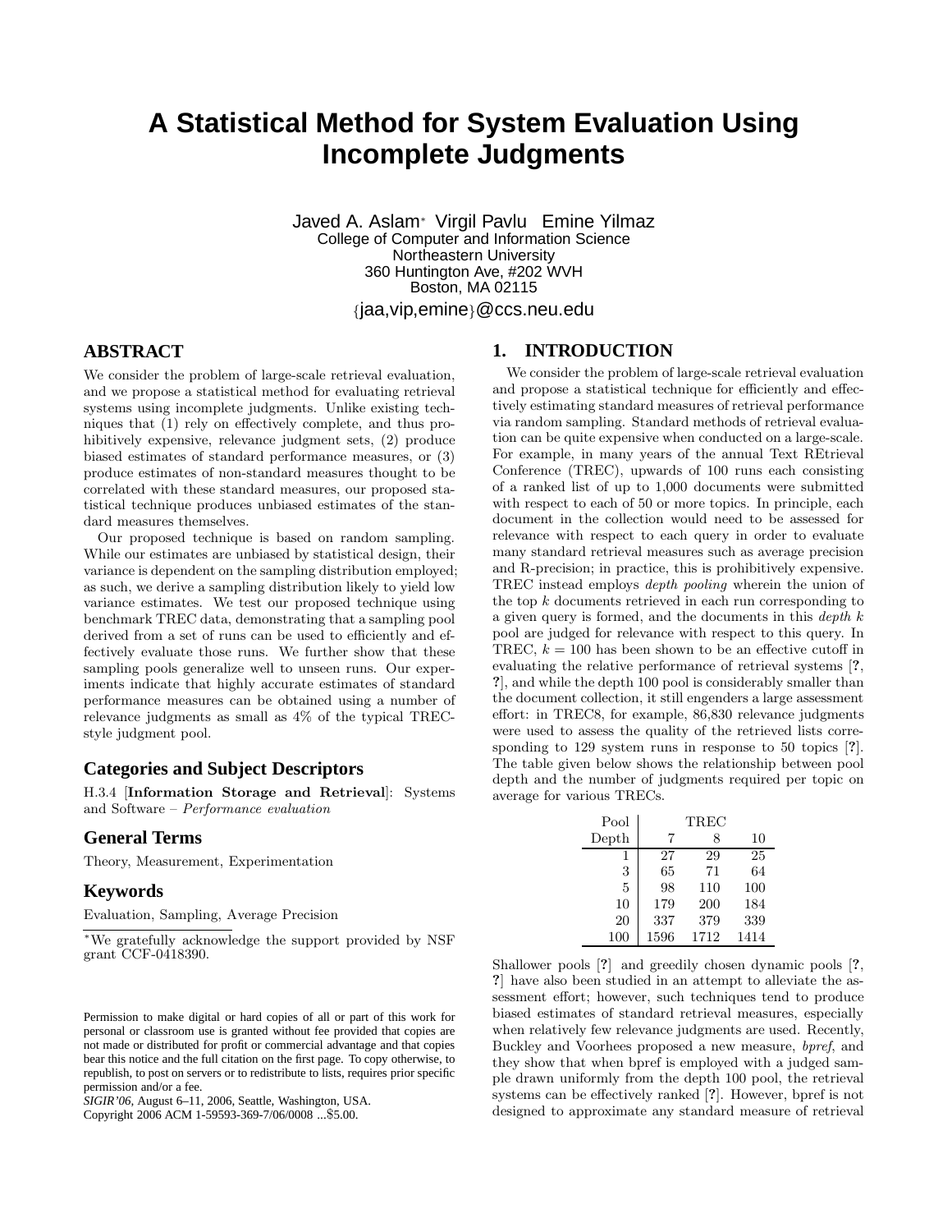# A Statistical Method for System Evaluation Using Incomplete Judgments

Javed A. Aslam[*] Virgil Pavlu Emine Yilmaz
College of Computer and Information Science
Northeastern University
360 Huntington Ave, #202 WVH
Boston, MA 02115
{jaa,vip,emine}@ccs.neu.edu

## ABSTRACT

We consider the problem of large-scale retrieval evaluation, and we propose a statistical method for evaluating retrieval systems using incomplete judgments. Unlike existing techniques that (1) rely on effectively complete, and thus prohibitively expensive, relevance judgment sets, (2) produce biased estimates of standard performance measures, or (3) produce estimates of non-standard measures thought to be correlated with these standard measures, our proposed statistical technique produces unbiased estimates of the standard measures themselves.

Our proposed technique is based on random sampling. While our estimates are unbiased by statistical design, their variance is dependent on the sampling distribution employed; as such, we derive a sampling distribution likely to yield low variance estimates. We test our proposed technique using benchmark TREC data, demonstrating that a sampling pool derived from a set of runs can be used to efficiently and effectively evaluate those runs. We further show that these sampling pools generalize well to unseen runs. Our experiments indicate that highly accurate estimates of standard performance measures can be obtained using a number of relevance judgments as small as 4% of the typical TREC-style judgment pool.

### Categories and Subject Descriptors

H.3.4 [**Information Storage and Retrieval**]: Systems and Software – *Performance evaluation*

### General Terms

Theory, Measurement, Experimentation

### Keywords

Evaluation, Sampling, Average Precision

[*]We gratefully acknowledge the support provided by NSF grant CCF-0418390.

Permission to make digital or hard copies of all or part of this work for personal or classroom use is granted without fee provided that copies are not made or distributed for profit or commercial advantage and that copies bear this notice and the full citation on the first page. To copy otherwise, to republish, to post on servers or to redistribute to lists, requires prior specific permission and/or a fee.
*SIGIR'06,* August 6–11, 2006, Seattle, Washington, USA.
Copyright 2006 ACM 1-59593-369-7/06/0008 ...$5.00.

## 1. INTRODUCTION

We consider the problem of large-scale retrieval evaluation and propose a statistical technique for efficiently and effectively estimating standard measures of retrieval performance via random sampling. Standard methods of retrieval evaluation can be quite expensive when conducted on a large-scale. For example, in many years of the annual Text REtrieval Conference (TREC), upwards of 100 runs each consisting of a ranked list of up to 1,000 documents were submitted with respect to each of 50 or more topics. In principle, each document in the collection would need to be assessed for relevance with respect to each query in order to evaluate many standard retrieval measures such as average precision and R-precision; in practice, this is prohibitively expensive. TREC instead employs *depth pooling* wherein the union of the top $k$ documents retrieved in each run corresponding to a given query is formed, and the documents in this *depth $k$* pool are judged for relevance with respect to this query. In TREC, $k = 100$ has been shown to be an effective cutoff in evaluating the relative performance of retrieval systems [?, ?], and while the depth 100 pool is considerably smaller than the document collection, it still engenders a large assessment effort: in TREC8, for example, 86,830 relevance judgments were used to assess the quality of the retrieved lists corresponding to 129 system runs in response to 50 topics [?]. The table given below shows the relationship between pool depth and the number of judgments required per topic on average for various TRECs.

| Pool | TREC | | |
|---|---|---|---|
| Depth | 7 | 8 | 10 |
| 1 | 27 | 29 | 25 |
| 3 | 65 | 71 | 64 |
| 5 | 98 | 110 | 100 |
| 10 | 179 | 200 | 184 |
| 20 | 337 | 379 | 339 |
| 100 | 1596 | 1712 | 1414 |

Shallower pools [?] and greedily chosen dynamic pools [?, ?] have also been studied in an attempt to alleviate the assessment effort; however, such techniques tend to produce biased estimates of standard retrieval measures, especially when relatively few relevance judgments are used. Recently, Buckley and Voorhees proposed a new measure, *bpref*, and they show that when bpref is employed with a judged sample drawn uniformly from the depth 100 pool, the retrieval systems can be effectively ranked [?]. However, bpref is not designed to approximate any standard measure of retrieval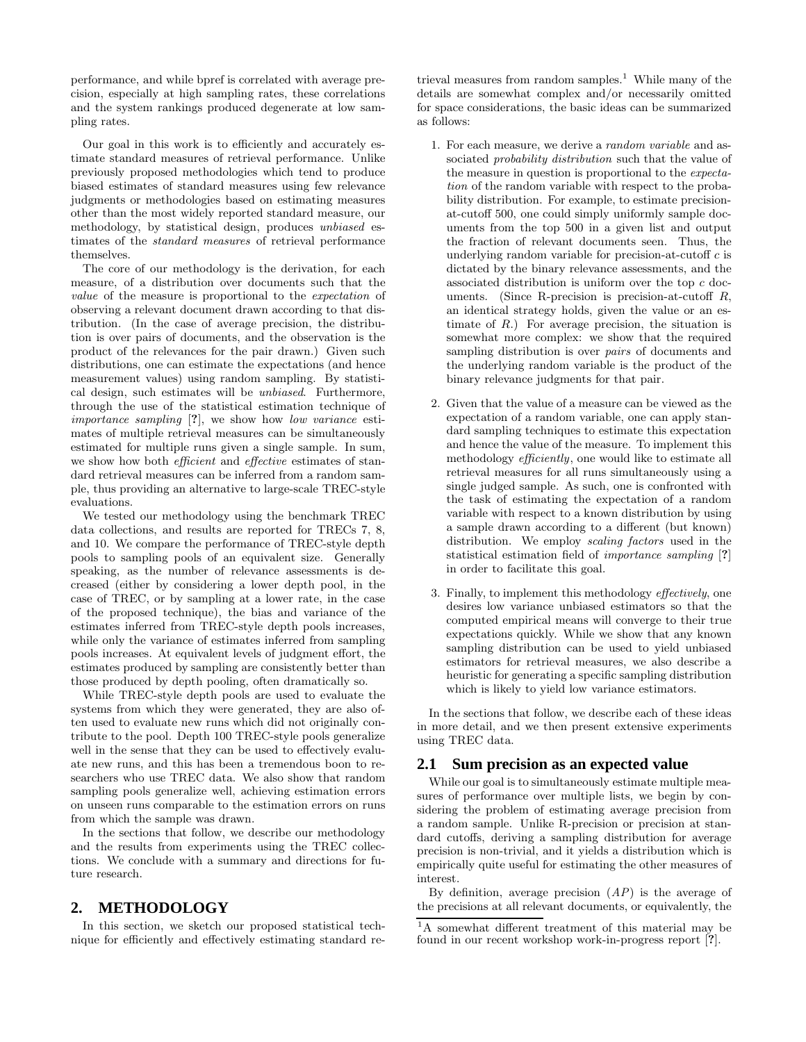performance, and while bpref is correlated with average precision, especially at high sampling rates, these correlations and the system rankings produced degenerate at low sampling rates.

Our goal in this work is to efficiently and accurately estimate standard measures of retrieval performance. Unlike previously proposed methodologies which tend to produce biased estimates of standard measures using few relevance judgments or methodologies based on estimating measures other than the most widely reported standard measure, our methodology, by statistical design, produces *unbiased* estimates of the *standard measures* of retrieval performance themselves.

The core of our methodology is the derivation, for each measure, of a distribution over documents such that the *value* of the measure is proportional to the *expectation* of observing a relevant document drawn according to that distribution. (In the case of average precision, the distribution is over pairs of documents, and the observation is the product of the relevances for the pair drawn.) Given such distributions, one can estimate the expectations (and hence measurement values) using random sampling. By statistical design, such estimates will be *unbiased*. Furthermore, through the use of the statistical estimation technique of *importance sampling* [?], we show how *low variance* estimates of multiple retrieval measures can be simultaneously estimated for multiple runs given a single sample. In sum, we show how both *efficient* and *effective* estimates of standard retrieval measures can be inferred from a random sample, thus providing an alternative to large-scale TREC-style evaluations.

We tested our methodology using the benchmark TREC data collections, and results are reported for TRECs 7, 8, and 10. We compare the performance of TREC-style depth pools to sampling pools of an equivalent size. Generally speaking, as the number of relevance assessments is decreased (either by considering a lower depth pool, in the case of TREC, or by sampling at a lower rate, in the case of the proposed technique), the bias and variance of the estimates inferred from TREC-style depth pools increases, while only the variance of estimates inferred from sampling pools increases. At equivalent levels of judgment effort, the estimates produced by sampling are consistently better than those produced by depth pooling, often dramatically so.

While TREC-style depth pools are used to evaluate the systems from which they were generated, they are also often used to evaluate new runs which did not originally contribute to the pool. Depth 100 TREC-style pools generalize well in the sense that they can be used to effectively evaluate new runs, and this has been a tremendous boon to researchers who use TREC data. We also show that random sampling pools generalize well, achieving estimation errors on unseen runs comparable to the estimation errors on runs from which the sample was drawn.

In the sections that follow, we describe our methodology and the results from experiments using the TREC collections. We conclude with a summary and directions for future research.

## 2. METHODOLOGY

In this section, we sketch our proposed statistical technique for efficiently and effectively estimating standard retrieval measures from random samples.[1] While many of the details are somewhat complex and/or necessarily omitted for space considerations, the basic ideas can be summarized as follows:

1. For each measure, we derive a *random variable* and associated *probability distribution* such that the value of the measure in question is proportional to the *expectation* of the random variable with respect to the probability distribution. For example, to estimate precision-at-cutoff 500, one could simply uniformly sample documents from the top 500 in a given list and output the fraction of relevant documents seen. Thus, the underlying random variable for precision-at-cutoff $c$ is dictated by the binary relevance assessments, and the associated distribution is uniform over the top $c$ documents. (Since R-precision is precision-at-cutoff $R$, an identical strategy holds, given the value or an estimate of $R$.) For average precision, the situation is somewhat more complex: we show that the required sampling distribution is over *pairs* of documents and the underlying random variable is the product of the binary relevance judgments for that pair.

2. Given that the value of a measure can be viewed as the expectation of a random variable, one can apply standard sampling techniques to estimate this expectation and hence the value of the measure. To implement this methodology *efficiently*, one would like to estimate all retrieval measures for all runs simultaneously using a single judged sample. As such, one is confronted with the task of estimating the expectation of a random variable with respect to a known distribution by using a sample drawn according to a different (but known) distribution. We employ *scaling factors* used in the statistical estimation field of *importance sampling* [?] in order to facilitate this goal.

3. Finally, to implement this methodology *effectively*, one desires low variance unbiased estimators so that the computed empirical means will converge to their true expectations quickly. While we show that any known sampling distribution can be used to yield unbiased estimators for retrieval measures, we also describe a heuristic for generating a specific sampling distribution which is likely to yield low variance estimators.

In the sections that follow, we describe each of these ideas in more detail, and we then present extensive experiments using TREC data.

### 2.1 Sum precision as an expected value

While our goal is to simultaneously estimate multiple measures of performance over multiple lists, we begin by considering the problem of estimating average precision from a random sample. Unlike R-precision or precision at standard cutoffs, deriving a sampling distribution for average precision is non-trivial, and it yields a distribution which is empirically quite useful for estimating the other measures of interest.

By definition, average precision ($AP$) is the average of the precisions at all relevant documents, or equivalently, the

[1] A somewhat different treatment of this material may be found in our recent workshop work-in-progress report [?].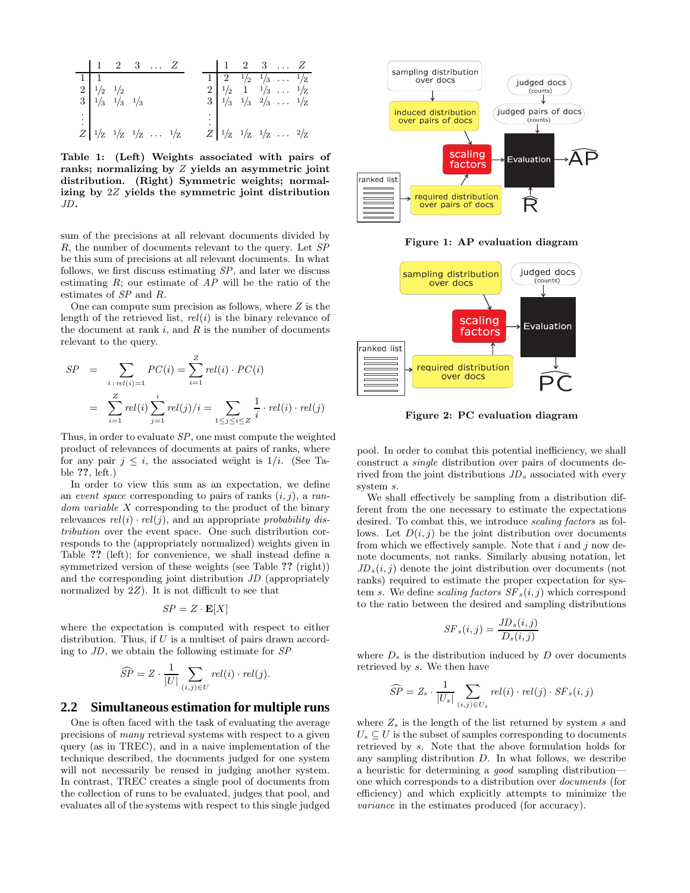| | 1 | 2 | 3 | … | $Z$ |
|---|---|---|---|---|---|
| 1 | 1 | | | | |
| 2 | $1/2$ | $1/2$ | | | |
| 3 | $1/3$ | $1/3$ | $1/3$ | | |
| ⋮ | | | | | |
| $Z$ | $1/Z$ | $1/Z$ | $1/Z$ | … | $1/Z$ |

| | 1 | 2 | 3 | … | $Z$ |
|---|---|---|---|---|---|
| 1 | 2 | $1/2$ | $1/3$ | … | $1/Z$ |
| 2 | $1/2$ | 1 | $1/3$ | … | $1/Z$ |
| 3 | $1/3$ | $1/3$ | $2/3$ | … | $1/Z$ |
| ⋮ | | | | | |
| $Z$ | $1/Z$ | $1/Z$ | $1/Z$ | … | $2/Z$ |

**Table 1: (Left) Weights associated with pairs of ranks; normalizing by $Z$ yields an asymmetric joint distribution. (Right) Symmetric weights; normalizing by $2Z$ yields the symmetric joint distribution $JD$.**

sum of the precisions at all relevant documents divided by $R$, the number of documents relevant to the query. Let $SP$ be this sum of precisions at all relevant documents. In what follows, we first discuss estimating $SP$, and later we discuss estimating $R$; our estimate of $AP$ will be the ratio of the estimates of $SP$ and $R$.

One can compute sum precision as follows, where $Z$ is the length of the retrieved list, $rel(i)$ is the binary relevance of the document at rank $i$, and $R$ is the number of documents relevant to the query.

$$
\begin{aligned}
SP &= \sum_{i\,:\,rel(i)=1} PC(i) = \sum_{i=1}^{Z} rel(i) \cdot PC(i) \\
&= \sum_{i=1}^{Z} rel(i) \sum_{j=1}^{i} rel(j)/i = \sum_{1 \le j \le i \le Z} \frac{1}{i} \cdot rel(i) \cdot rel(j)
\end{aligned}
$$

Thus, in order to evaluate $SP$, one must compute the weighted product of relevances of documents at pairs of ranks, where for any pair $j \le i$, the associated weight is $1/i$. (See Table **??**, left.)

In order to view this sum as an expectation, we define an *event space* corresponding to pairs of ranks $(i, j)$, a *random variable* $X$ corresponding to the product of the binary relevances $rel(i) \cdot rel(j)$, and an appropriate *probability distribution* over the event space. One such distribution corresponds to the (appropriately normalized) weights given in Table **??** (left); for convenience, we shall instead define a symmetrized version of these weights (see Table **??** (right)) and the corresponding joint distribution $JD$ (appropriately normalized by $2Z$). It is not difficult to see that

$$SP = Z \cdot \mathbf{E}[X]$$

where the expectation is computed with respect to either distribution. Thus, if $U$ is a multiset of pairs drawn according to $JD$, we obtain the following estimate for $SP$

$$\widehat{SP} = Z \cdot \frac{1}{|U|} \sum_{(i,j) \in U} rel(i) \cdot rel(j).$$

## 2.2 Simultaneous estimation for multiple runs

One is often faced with the task of evaluating the average precisions of *many* retrieval systems with respect to a given query (as in TREC), and in a naive implementation of the technique described, the documents judged for one system will not necessarily be reused in judging another system. In contrast, TREC creates a single pool of documents from the collection of runs to be evaluated, judges that pool, and evaluates all of the systems with respect to this single judged pool. In order to combat this potential inefficiency, we shall construct a *single* distribution over pairs of documents derived from the joint distributions $JD_s$ associated with every system $s$.

Figure 1: AP evaluation diagram

Figure 2: PC evaluation diagram

We shall effectively be sampling from a distribution different from the one necessary to estimate the expectations desired. To combat this, we introduce *scaling factors* as follows. Let $D(i, j)$ be the joint distribution over documents from which we effectively sample. Note that $i$ and $j$ now denote documents, not ranks. Similarly abusing notation, let $JD_s(i, j)$ denote the joint distribution over documents (not ranks) required to estimate the proper expectation for system $s$. We define *scaling factors* $SF_s(i, j)$ which correspond to the ratio between the desired and sampling distributions

$$SF_s(i, j) = \frac{JD_s(i, j)}{D_s(i, j)}$$

where $D_s$ is the distribution induced by $D$ over documents retrieved by $s$. We then have

$$\widehat{SP} = Z_s \cdot \frac{1}{|U_s|} \sum_{(i,j) \in U_s} rel(i) \cdot rel(j) \cdot SF_s(i, j)$$

where $Z_s$ is the length of the list returned by system $s$ and $U_s \subseteq U$ is the subset of samples corresponding to documents retrieved by $s$. Note that the above formulation holds for any sampling distribution $D$. In what follows, we describe a heuristic for determining a *good* sampling distribution—one which corresponds to a distribution over *documents* (for efficiency) and which explicitly attempts to minimize the *variance* in the estimates produced (for accuracy).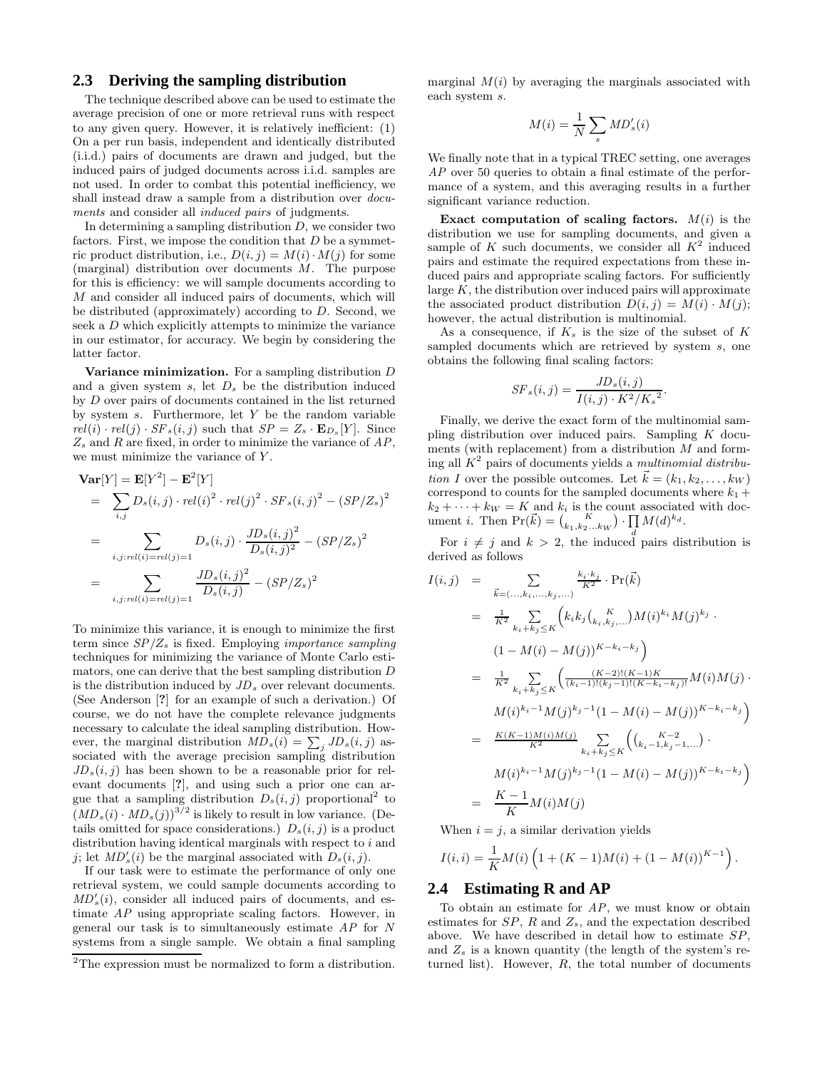### 2.3 Deriving the sampling distribution

The technique described above can be used to estimate the average precision of one or more retrieval runs with respect to any given query. However, it is relatively inefficient: (1) On a per run basis, independent and identically distributed (i.i.d.) pairs of documents are drawn and judged, but the induced pairs of judged documents across i.i.d. samples are not used. In order to combat this potential inefficiency, we shall instead draw a sample from a distribution over *documents* and consider all *induced pairs* of judgments.

In determining a sampling distribution $D$, we consider two factors. First, we impose the condition that $D$ be a symmetric product distribution, i.e., $D(i,j) = M(i) \cdot M(j)$ for some (marginal) distribution over documents $M$. The purpose for this is efficiency: we will sample documents according to $M$ and consider all induced pairs of documents, which will be distributed (approximately) according to $D$. Second, we seek a $D$ which explicitly attempts to minimize the variance in our estimator, for accuracy. We begin by considering the latter factor.

**Variance minimization.** For a sampling distribution $D$ and a given system $s$, let $D_s$ be the distribution induced by $D$ over pairs of documents contained in the list returned by system $s$. Furthermore, let $Y$ be the random variable $rel(i) \cdot rel(j) \cdot SF_s(i,j)$ such that $SP = Z_s \cdot \mathbf{E}_{D_s}[Y]$. Since $Z_s$ and $R$ are fixed, in order to minimize the variance of $AP$, we must minimize the variance of $Y$.

$$
\begin{aligned}
\mathbf{Var}[Y] &= \mathbf{E}[Y^2] - \mathbf{E}^2[Y] \\
&= \sum_{i,j} D_s(i,j) \cdot rel(i)^2 \cdot rel(j)^2 \cdot SF_s(i,j)^2 - (SP/Z_s)^2 \\
&= \sum_{i,j:rel(i)=rel(j)=1} D_s(i,j) \cdot \frac{JD_s(i,j)^2}{D_s(i,j)^2} - (SP/Z_s)^2 \\
&= \sum_{i,j:rel(i)=rel(j)=1} \frac{JD_s(i,j)^2}{D_s(i,j)} - (SP/Z_s)^2
\end{aligned}
$$

To minimize this variance, it is enough to minimize the first term since $SP/Z_s$ is fixed. Employing *importance sampling* techniques for minimizing the variance of Monte Carlo estimators, one can derive that the best sampling distribution $D$ is the distribution induced by $JD_s$ over relevant documents. (See Anderson [?] for an example of such a derivation.) Of course, we do not have the complete relevance judgments necessary to calculate the ideal sampling distribution. However, the marginal distribution $MD_s(i) = \sum_j JD_s(i,j)$ associated with the average precision sampling distribution $JD_s(i,j)$ has been shown to be a reasonable prior for relevant documents [?], and using such a prior one can argue that a sampling distribution $D_s(i,j)$ proportional[2] to $(MD_s(i) \cdot MD_s(j))^{3/2}$ is likely to result in low variance. (Details omitted for space considerations.) $D_s(i,j)$ is a product distribution having identical marginals with respect to $i$ and $j$; let $MD'_s(i)$ be the marginal associated with $D_s(i,j)$.

If our task were to estimate the performance of only one retrieval system, we could sample documents according to $MD'_s(i)$, consider all induced pairs of documents, and estimate $AP$ using appropriate scaling factors. However, in general our task is to simultaneously estimate $AP$ for $N$ systems from a single sample. We obtain a final sampling marginal $M(i)$ by averaging the marginals associated with each system $s$.

$$M(i) = \frac{1}{N} \sum_s MD'_s(i)$$

We finally note that in a typical TREC setting, one averages $AP$ over 50 queries to obtain a final estimate of the performance of a system, and this averaging results in a further significant variance reduction.

**Exact computation of scaling factors.** $M(i)$ is the distribution we use for sampling documents, and given a sample of $K$ such documents, we consider all $K^2$ induced pairs and estimate the required expectations from these induced pairs and appropriate scaling factors. For sufficiently large $K$, the distribution over induced pairs will approximate the associated product distribution $D(i,j) = M(i) \cdot M(j)$; however, the actual distribution is multinomial.

As a consequence, if $K_s$ is the size of the subset of $K$ sampled documents which are retrieved by system $s$, one obtains the following final scaling factors:

$$SF_s(i,j) = \frac{JD_s(i,j)}{I(i,j) \cdot K^2/K_s{}^2}.$$

Finally, we derive the exact form of the multinomial sampling distribution over induced pairs. Sampling $K$ documents (with replacement) from a distribution $M$ and forming all $K^2$ pairs of documents yields a *multinomial distribution* $I$ over the possible outcomes. Let $\vec{k} = (k_1, k_2, \ldots, k_W)$ correspond to counts for the sampled documents where $k_1 + k_2 + \cdots + k_W = K$ and $k_i$ is the count associated with document $i$. Then $\Pr(\vec{k}) = \binom{K}{k_1, k_2 \ldots k_W} \cdot \prod_d M(d)^{k_d}$.

For $i \neq j$ and $k > 2$, the induced pairs distribution is derived as follows

$$
\begin{aligned}
I(i,j) &= \sum_{\vec{k}=(\ldots,k_i,\ldots,k_j,\ldots)} \frac{k_i \cdot k_j}{K^2} \cdot \Pr(\vec{k}) \\
&= \frac{1}{K^2} \sum_{k_i+k_j \leq K} \Big( k_i k_j \binom{K}{k_i, k_j, \ldots} M(i)^{k_i} M(j)^{k_j} \cdot \\
&\qquad (1 - M(i) - M(j))^{K-k_i-k_j} \Big) \\
&= \frac{1}{K^2} \sum_{k_i+k_j \leq K} \Big( \tfrac{(K-2)!(K-1)K}{(k_i-1)!(k_j-1)!(K-k_i-k_j)!} M(i)M(j) \cdot \\
&\qquad M(i)^{k_i-1} M(j)^{k_j-1} (1 - M(i) - M(j))^{K-k_i-k_j} \Big) \\
&= \frac{K(K-1)M(i)M(j)}{K^2} \sum_{k_i+k_j \leq K} \Big( \binom{K-2}{k_i-1, k_j-1, \ldots} \cdot \\
&\qquad M(i)^{k_i-1} M(j)^{k_j-1} (1 - M(i) - M(j))^{K-k_i-k_j} \Big) \\
&= \frac{K-1}{K} M(i)M(j)
\end{aligned}
$$

When $i = j$, a similar derivation yields

$$I(i,i) = \frac{1}{K} M(i) \left( 1 + (K-1)M(i) + (1 - M(i))^{K-1} \right).$$

### 2.4 Estimating R and AP

To obtain an estimate for $AP$, we must know or obtain estimates for $SP$, $R$ and $Z_s$, and the expectation described above. We have described in detail how to estimate $SP$, and $Z_s$ is a known quantity (the length of the system's returned list). However, $R$, the total number of documents

---

[2] The expression must be normalized to form a distribution.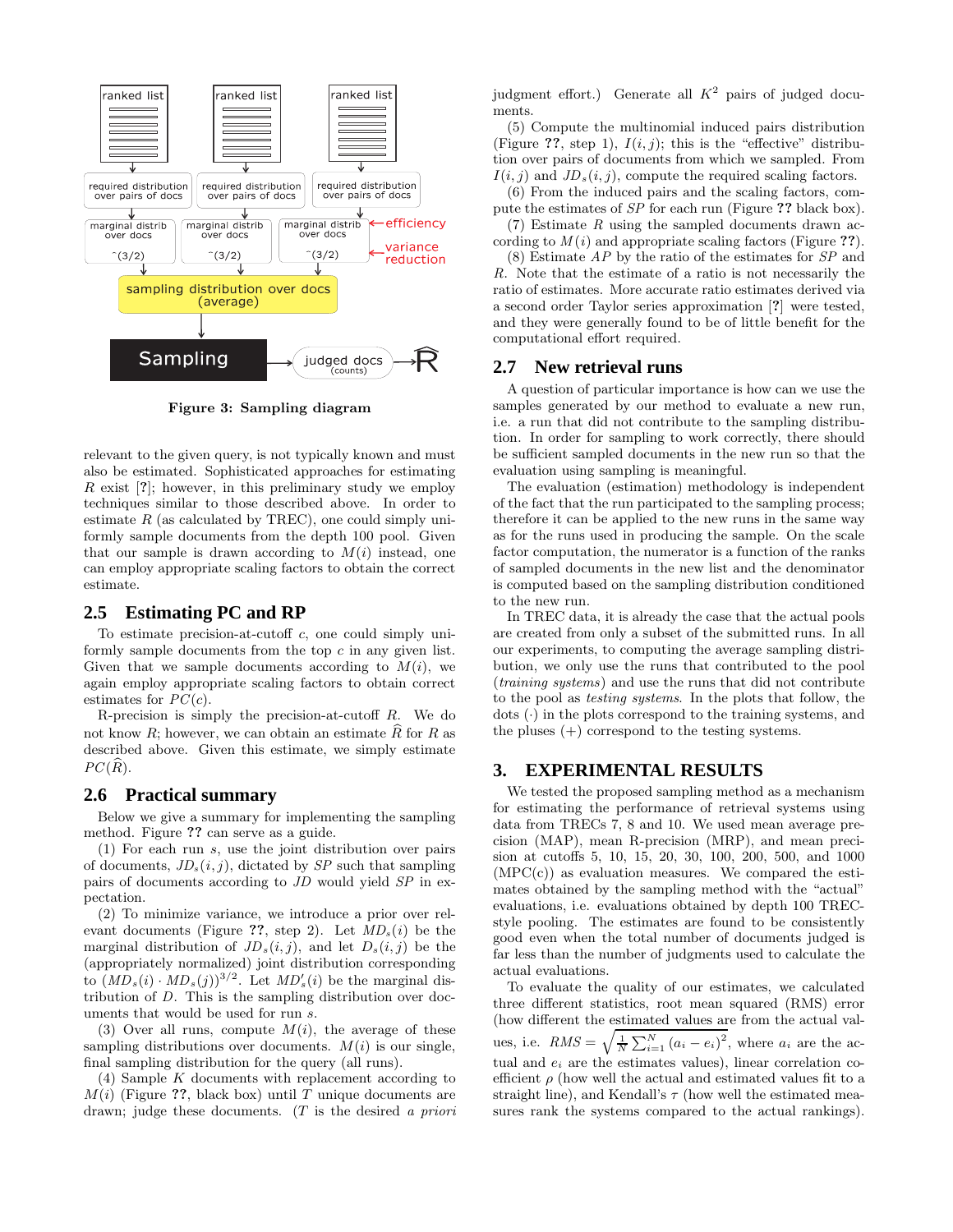Figure 3: Sampling diagram

relevant to the given query, is not typically known and must also be estimated. Sophisticated approaches for estimating $R$ exist [?]; however, in this preliminary study we employ techniques similar to those described above. In order to estimate $R$ (as calculated by TREC), one could simply uniformly sample documents from the depth 100 pool. Given that our sample is drawn according to $M(i)$ instead, one can employ appropriate scaling factors to obtain the correct estimate.

## 2.5 Estimating PC and RP

To estimate precision-at-cutoff $c$, one could simply uniformly sample documents from the top $c$ in any given list. Given that we sample documents according to $M(i)$, we again employ appropriate scaling factors to obtain correct estimates for $PC(c)$.

R-precision is simply the precision-at-cutoff $R$. We do not know $R$; however, we can obtain an estimate $\widehat{R}$ for $R$ as described above. Given this estimate, we simply estimate $PC(\widehat{R})$.

## 2.6 Practical summary

Below we give a summary for implementing the sampling method. Figure ?? can serve as a guide.

(1) For each run $s$, use the joint distribution over pairs of documents, $JD_s(i,j)$, dictated by $SP$ such that sampling pairs of documents according to $JD$ would yield $SP$ in expectation.

(2) To minimize variance, we introduce a prior over relevant documents (Figure ??, step 2). Let $MD_s(i)$ be the marginal distribution of $JD_s(i,j)$, and let $D_s(i,j)$ be the (appropriately normalized) joint distribution corresponding to $(MD_s(i) \cdot MD_s(j))^{3/2}$. Let $MD'_s(i)$ be the marginal distribution of $D$. This is the sampling distribution over documents that would be used for run $s$.

(3) Over all runs, compute $M(i)$, the average of these sampling distributions over documents. $M(i)$ is our single, final sampling distribution for the query (all runs).

(4) Sample $K$ documents with replacement according to $M(i)$ (Figure ??, black box) until $T$ unique documents are drawn; judge these documents. ($T$ is the desired *a priori* judgment effort.) Generate all $K^2$ pairs of judged documents.

(5) Compute the multinomial induced pairs distribution (Figure ??, step 1), $I(i,j)$; this is the "effective" distribution over pairs of documents from which we sampled. From $I(i,j)$ and $JD_s(i,j)$, compute the required scaling factors.

(6) From the induced pairs and the scaling factors, compute the estimates of $SP$ for each run (Figure ?? black box).

(7) Estimate $R$ using the sampled documents drawn according to $M(i)$ and appropriate scaling factors (Figure ??).

(8) Estimate $AP$ by the ratio of the estimates for $SP$ and $R$. Note that the estimate of a ratio is not necessarily the ratio of estimates. More accurate ratio estimates derived via a second order Taylor series approximation [?] were tested, and they were generally found to be of little benefit for the computational effort required.

## 2.7 New retrieval runs

A question of particular importance is how can we use the samples generated by our method to evaluate a new run, i.e. a run that did not contribute to the sampling distribution. In order for sampling to work correctly, there should be sufficient sampled documents in the new run so that the evaluation using sampling is meaningful.

The evaluation (estimation) methodology is independent of the fact that the run participated to the sampling process; therefore it can be applied to the new runs in the same way as for the runs used in producing the sample. On the scale factor computation, the numerator is a function of the ranks of sampled documents in the new list and the denominator is computed based on the sampling distribution conditioned to the new run.

In TREC data, it is already the case that the actual pools are created from only a subset of the submitted runs. In all our experiments, to computing the average sampling distribution, we only use the runs that contributed to the pool (*training systems*) and use the runs that did not contribute to the pool as *testing systems*. In the plots that follow, the dots ($\cdot$) in the plots correspond to the training systems, and the pluses ($+$) correspond to the testing systems.

# 3. EXPERIMENTAL RESULTS

We tested the proposed sampling method as a mechanism for estimating the performance of retrieval systems using data from TRECs 7, 8 and 10. We used mean average precision (MAP), mean R-precision (MRP), and mean precision at cutoffs 5, 10, 15, 20, 30, 100, 200, 500, and 1000 (MPC(c)) as evaluation measures. We compared the estimates obtained by the sampling method with the "actual" evaluations, i.e. evaluations obtained by depth 100 TREC-style pooling. The estimates are found to be consistently good even when the total number of documents judged is far less than the number of judgments used to calculate the actual evaluations.

To evaluate the quality of our estimates, we calculated three different statistics, root mean squared (RMS) error (how different the estimated values are from the actual values, i.e. $RMS = \sqrt{\frac{1}{N}\sum_{i=1}^{N}(a_i - e_i)^2}$, where $a_i$ are the actual and $e_i$ are the estimates values), linear correlation coefficient $\rho$ (how well the actual and estimated values fit to a straight line), and Kendall's $\tau$ (how well the estimated measures rank the systems compared to the actual rankings).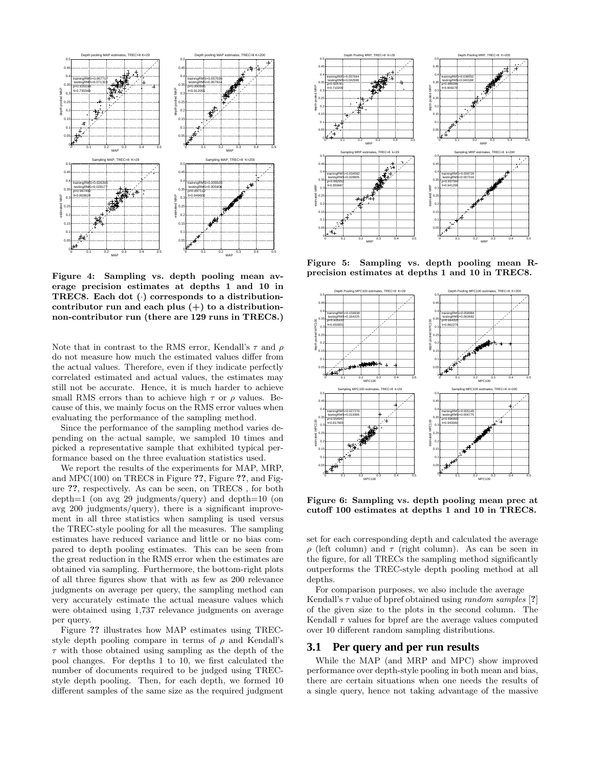**Figure 4: Sampling vs. depth pooling mean average precision estimates at depths 1 and 10 in TREC8. Each dot (·) corresponds to a distribution-contributor run and each plus (+) to a distribution-non-contributor run (there are 129 runs in TREC8.)**

Note that in contrast to the RMS error, Kendall's $\tau$ and $\rho$ do not measure how much the estimated values differ from the actual values. Therefore, even if they indicate perfectly correlated estimated and actual values, the estimates may still not be accurate. Hence, it is much harder to achieve small RMS errors than to achieve high $\tau$ or $\rho$ values. Because of this, we mainly focus on the RMS error values when evaluating the performance of the sampling method.

Since the performance of the sampling method varies depending on the actual sample, we sampled 10 times and picked a representative sample that exhibited typical performance based on the three evaluation statistics used.

We report the results of the experiments for MAP, MRP, and MPC(100) on TREC8 in Figure **??**, Figure **??**, and Figure **??**, respectively. As can be seen, on TREC8 , for both depth=1 (on avg 29 judgments/query) and depth=10 (on avg 200 judgments/query), there is a significant improvement in all three statistics when sampling is used versus the TREC-style pooling for all the measures. The sampling estimates have reduced variance and little or no bias compared to depth pooling estimates. This can be seen from the great reduction in the RMS error when the estimates are obtained via sampling. Furthermore, the bottom-right plots of all three figures show that with as few as 200 relevance judgments on average per query, the sampling method can very accurately estimate the actual measure values which were obtained using 1,737 relevance judgments on average per query.

Figure **??** illustrates how MAP estimates using TREC-style depth pooling compare in terms of $\rho$ and Kendall's $\tau$ with those obtained using sampling as the depth of the pool changes. For depths 1 to 10, we first calculated the number of documents required to be judged using TREC-style depth pooling. Then, for each depth, we formed 10 different samples of the same size as the required judgment set for each corresponding depth and calculated the average $\rho$ (left column) and $\tau$ (right column). As can be seen in the figure, for all TRECs the sampling method significantly outperforms the TREC-style depth pooling method at all depths.

**Figure 5: Sampling vs. depth pooling mean R-precision estimates at depths 1 and 10 in TREC8.**

**Figure 6: Sampling vs. depth pooling mean prec at cutoff 100 estimates at depths 1 and 10 in TREC8.**

For comparison purposes, we also include the average Kendall's $\tau$ value of bpref obtained using *random samples* [**?**] of the given size to the plots in the second column. The Kendall $\tau$ values for bpref are the average values computed over 10 different random sampling distributions.

### 3.1 Per query and per run results

While the MAP (and MRP and MPC) show improved performance over depth-style pooling in both mean and bias, there are certain situations when one needs the results of a single query, hence not taking advantage of the massive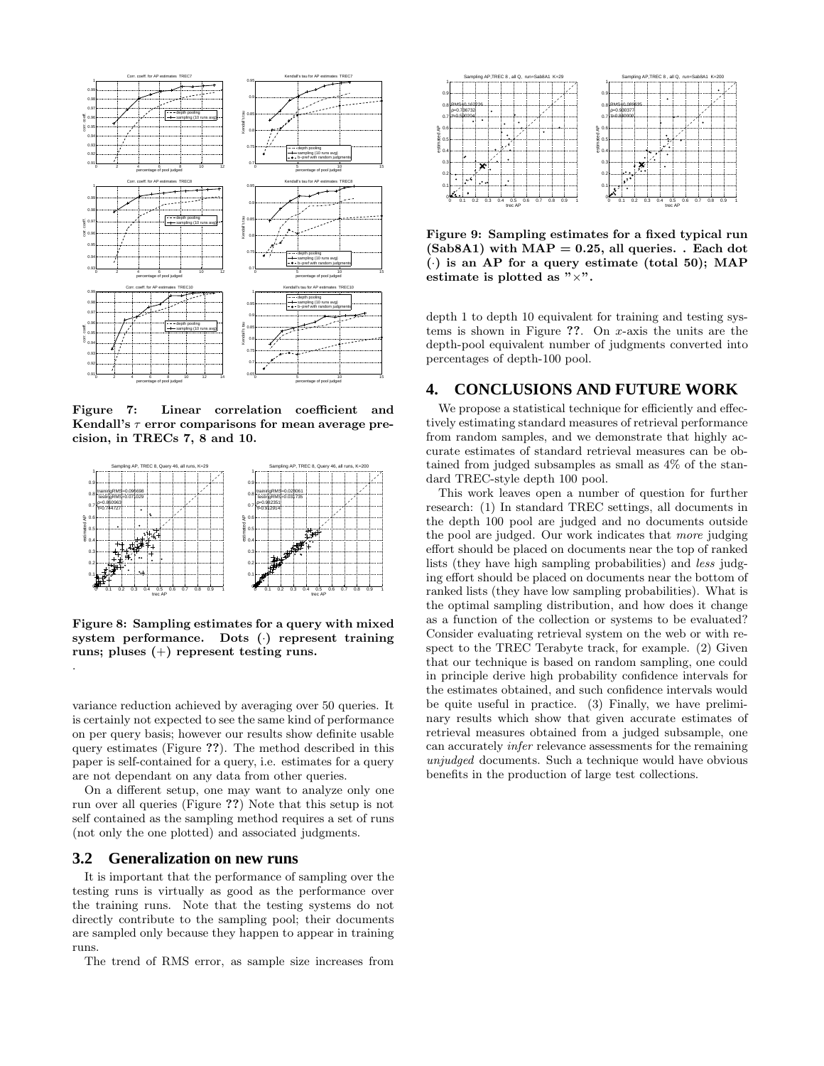**Figure 7: Linear correlation coefficient and Kendall's $\tau$ error comparisons for mean average precision, in TRECs 7, 8 and 10.**

**Figure 8: Sampling estimates for a query with mixed system performance. Dots ($\cdot$) represent training runs; pluses ($+$) represent testing runs.**

.

variance reduction achieved by averaging over 50 queries. It is certainly not expected to see the same kind of performance on per query basis; however our results show definite usable query estimates (Figure **??**). The method described in this paper is self-contained for a query, i.e. estimates for a query are not dependant on any data from other queries.

On a different setup, one may want to analyze only one run over all queries (Figure **??**) Note that this setup is not self contained as the sampling method requires a set of runs (not only the one plotted) and associated judgments.

## 3.2 Generalization on new runs

It is important that the performance of sampling over the testing runs is virtually as good as the performance over the training runs. Note that the testing systems do not directly contribute to the sampling pool; their documents are sampled only because they happen to appear in training runs.

The trend of RMS error, as sample size increases from

**Figure 9: Sampling estimates for a fixed typical run (Sab8A1) with MAP = 0.25, all queries. . Each dot ($\cdot$) is an AP for a query estimate (total 50); MAP estimate is plotted as "$\times$".**

depth 1 to depth 10 equivalent for training and testing systems is shown in Figure **??**. On $x$-axis the units are the depth-pool equivalent number of judgments converted into percentages of depth-100 pool.

# 4. CONCLUSIONS AND FUTURE WORK

We propose a statistical technique for efficiently and effectively estimating standard measures of retrieval performance from random samples, and we demonstrate that highly accurate estimates of standard retrieval measures can be obtained from judged subsamples as small as 4% of the standard TREC-style depth 100 pool.

This work leaves open a number of question for further research: (1) In standard TREC settings, all documents in the depth 100 pool are judged and no documents outside the pool are judged. Our work indicates that *more* judging effort should be placed on documents near the top of ranked lists (they have high sampling probabilities) and *less* judging effort should be placed on documents near the bottom of ranked lists (they have low sampling probabilities). What is the optimal sampling distribution, and how does it change as a function of the collection or systems to be evaluated? Consider evaluating retrieval system on the web or with respect to the TREC Terabyte track, for example. (2) Given that our technique is based on random sampling, one could in principle derive high probability confidence intervals for the estimates obtained, and such confidence intervals would be quite useful in practice. (3) Finally, we have preliminary results which show that given accurate estimates of retrieval measures obtained from a judged subsample, one can accurately *infer* relevance assessments for the remaining *unjudged* documents. Such a technique would have obvious benefits in the production of large test collections.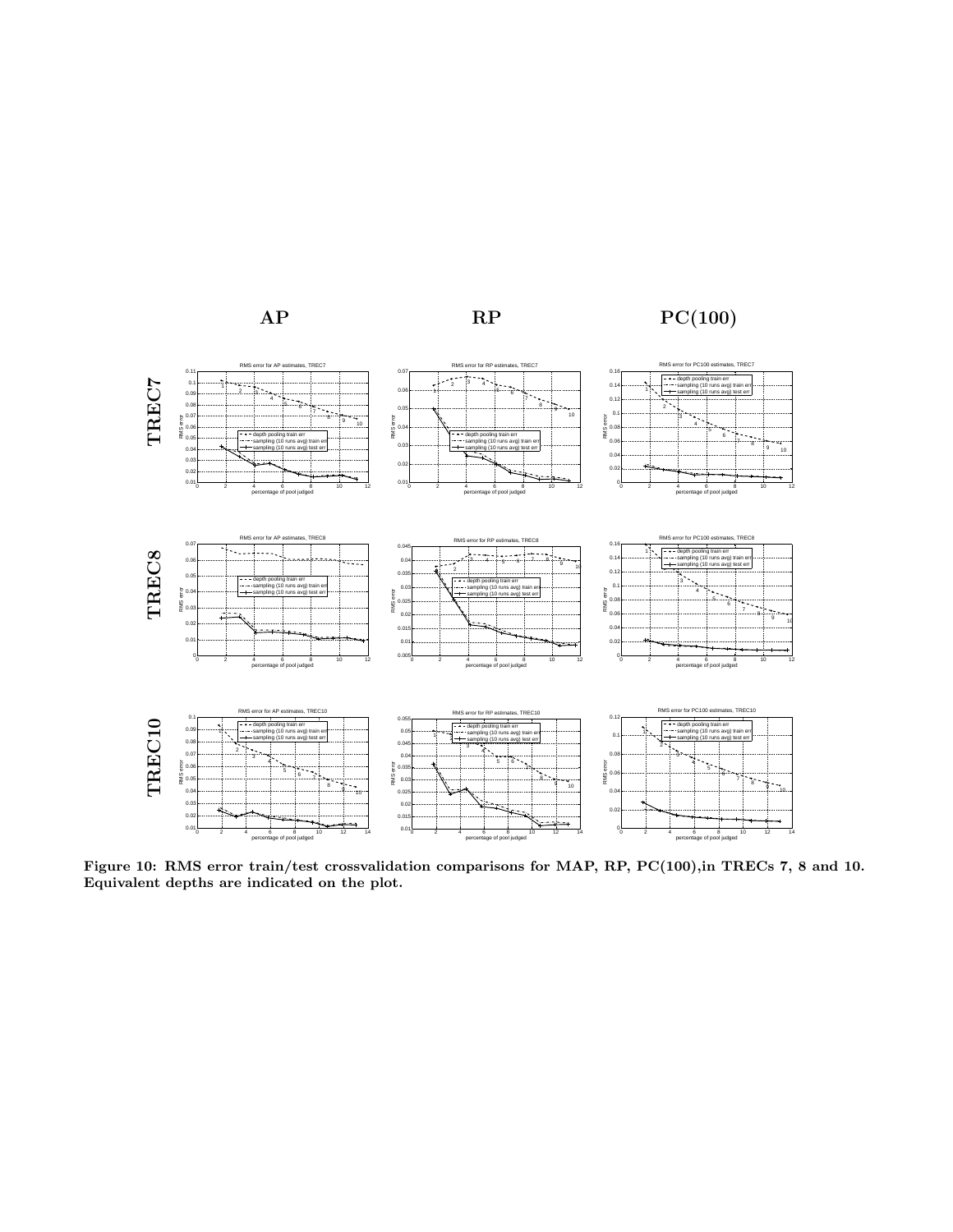AP RP PC(100)

TREC7

RMS error for AP estimates, TREC7

RMS error

percentage of pool judged

depth pooling train err
sampling (10 runs avg) train err
sampling (10 runs avg) test err

RMS error for RP estimates, TREC7

RMS error for PC100 estimates, TREC7

TREC8

RMS error for AP estimates, TREC8

RMS error for RP estimates, TREC8

RMS error for PC100 estimates, TREC8

TREC10

RMS error for AP estimates, TREC10

RMS error for RP estimates, TREC10

RMS error for PC100 estimates, TREC10

**Figure 10: RMS error train/test crossvalidation comparisons for MAP, RP, PC(100),in TRECs 7, 8 and 10. Equivalent depths are indicated on the plot.**